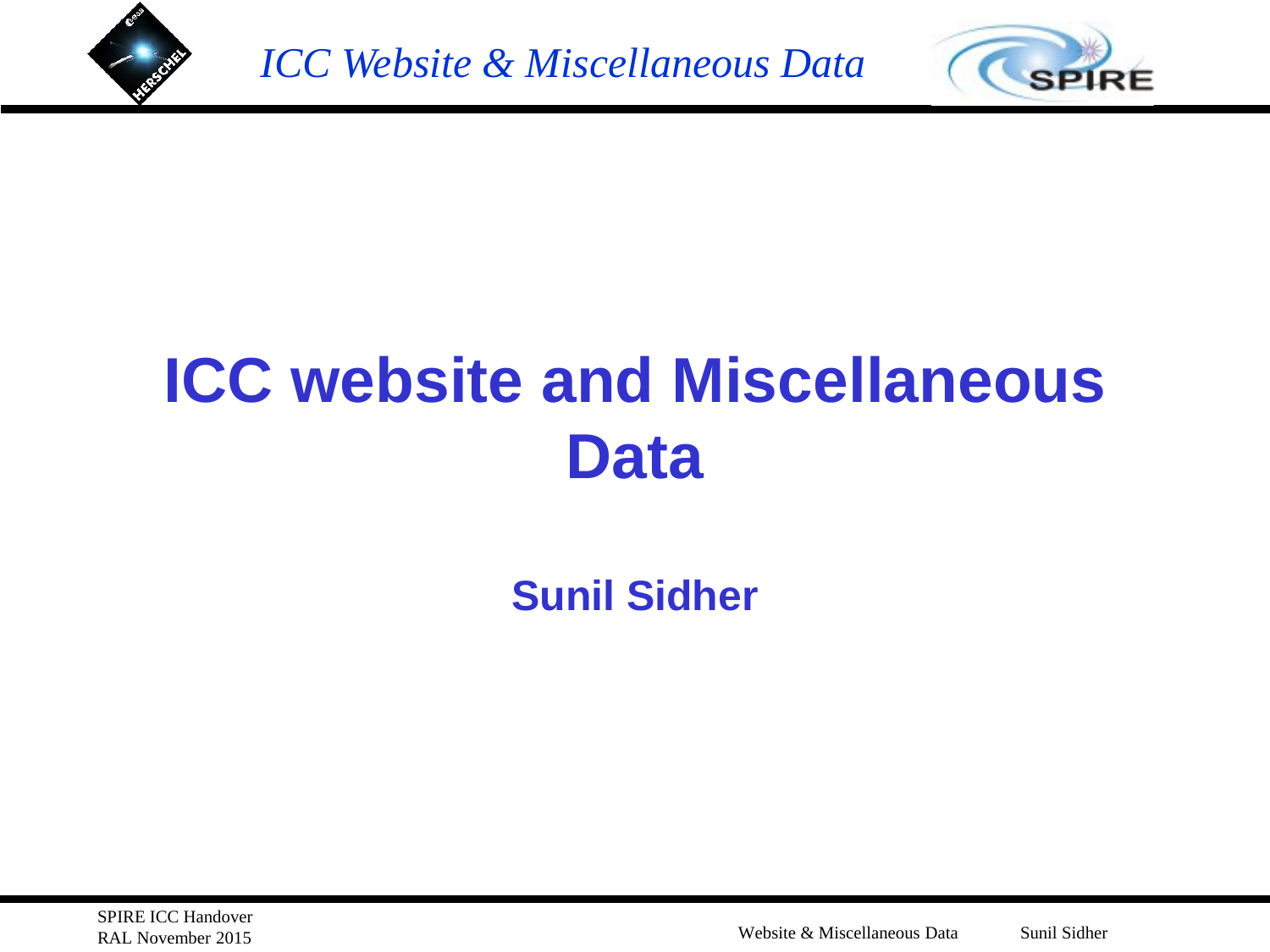# ICC website and Miscellaneous Data

**Sunil Sidher**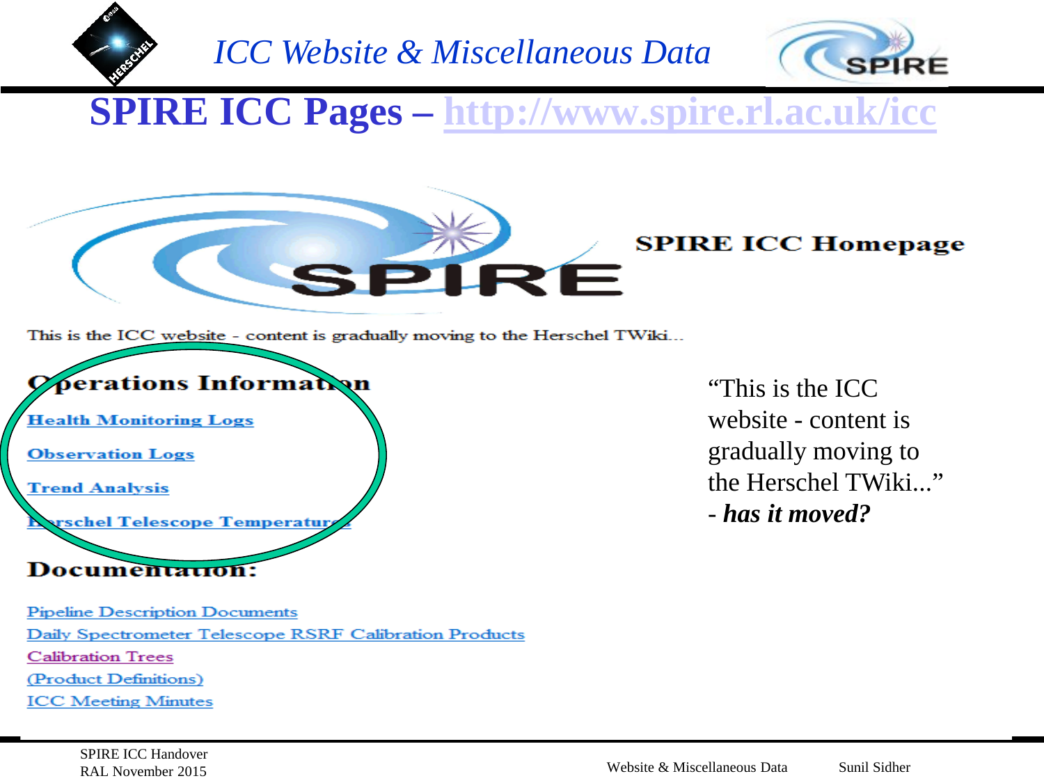# ICC Website & Miscellaneous Data

## SPIRE ICC Pages – http://www.spire.rl.ac.uk/icc

**SPIRE ICC Homepage**

This is the ICC website - content is gradually moving to the Herschel TWiki...

### Operations Information

Health Monitoring Logs

Observation Logs

Trend Analysis

Herschel Telescope Temperatures

### Documentation:

Pipeline Description Documents

Daily Spectrometer Telescope RSRF Calibration Products

Calibration Trees

(Product Definitions)

ICC Meeting Minutes

"This is the ICC website - content is gradually moving to the Herschel TWiki..."
- ***has it moved?***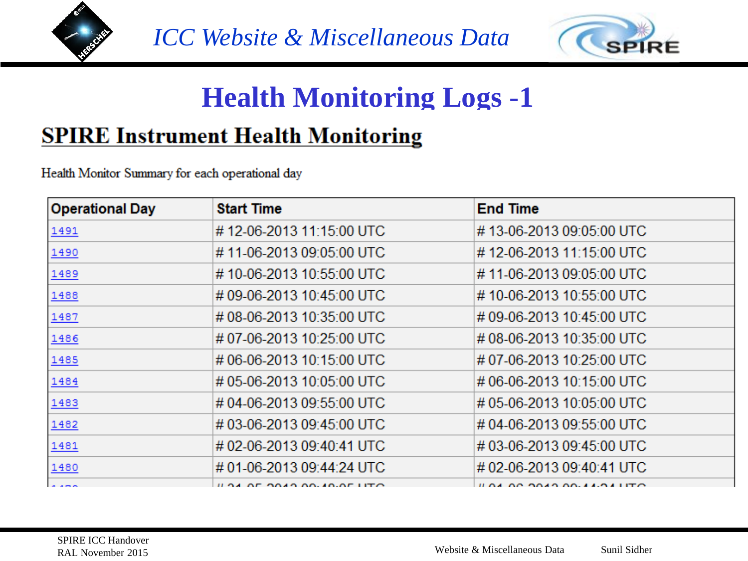# ICC Website & Miscellaneous Data

## Health Monitoring Logs -1

### SPIRE Instrument Health Monitoring

Health Monitor Summary for each operational day

| Operational Day | Start Time | End Time |
|---|---|---|
| 1491 | # 12-06-2013 11:15:00 UTC | # 13-06-2013 09:05:00 UTC |
| 1490 | # 11-06-2013 09:05:00 UTC | # 12-06-2013 11:15:00 UTC |
| 1489 | # 10-06-2013 10:55:00 UTC | # 11-06-2013 09:05:00 UTC |
| 1488 | # 09-06-2013 10:45:00 UTC | # 10-06-2013 10:55:00 UTC |
| 1487 | # 08-06-2013 10:35:00 UTC | # 09-06-2013 10:45:00 UTC |
| 1486 | # 07-06-2013 10:25:00 UTC | # 08-06-2013 10:35:00 UTC |
| 1485 | # 06-06-2013 10:15:00 UTC | # 07-06-2013 10:25:00 UTC |
| 1484 | # 05-06-2013 10:05:00 UTC | # 06-06-2013 10:15:00 UTC |
| 1483 | # 04-06-2013 09:55:00 UTC | # 05-06-2013 10:05:00 UTC |
| 1482 | # 03-06-2013 09:45:00 UTC | # 04-06-2013 09:55:00 UTC |
| 1481 | # 02-06-2013 09:40:41 UTC | # 03-06-2013 09:45:00 UTC |
| 1480 | # 01-06-2013 09:44:24 UTC | # 02-06-2013 09:40:41 UTC |
| 1479 | # 31-05-2013 09:48:05 UTC | # 01-06-2013 09:44:24 UTC |

SPIRE ICC Handover
RAL November 2015

Website & Miscellaneous Data

Sunil Sidher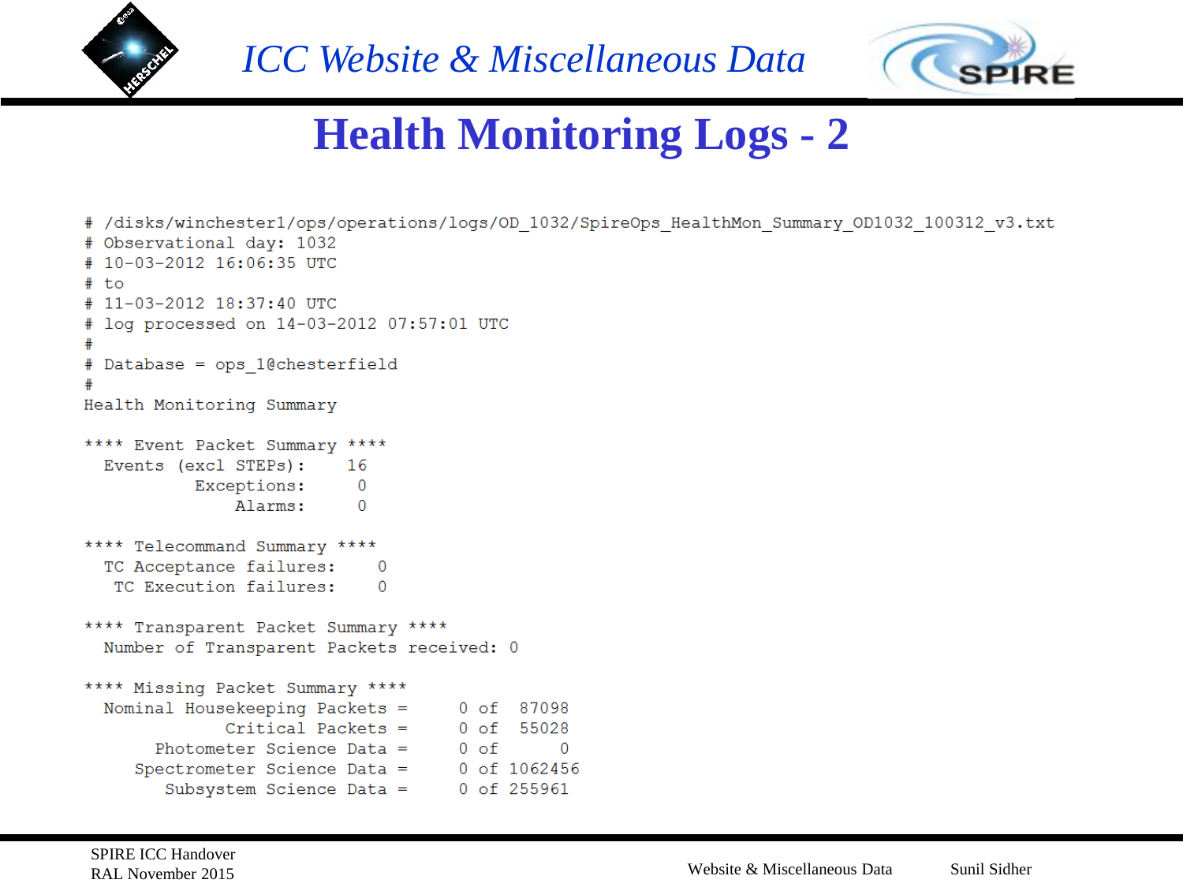# ICC Website & Miscellaneous Data

## Health Monitoring Logs - 2

```
# /disks/winchester1/ops/operations/logs/OD_1032/SpireOps_HealthMon_Summary_OD1032_100312_v3.txt
# Observational day: 1032
# 10-03-2012 16:06:35 UTC
# to
# 11-03-2012 18:37:40 UTC
# log processed on 14-03-2012 07:57:01 UTC
#
# Database = ops_1@chesterfield
#
Health Monitoring Summary

**** Event Packet Summary ****
  Events (excl STEPs):    16
           Exceptions:     0
               Alarms:     0

**** Telecommand Summary ****
  TC Acceptance failures:    0
   TC Execution failures:    0

**** Transparent Packet Summary ****
  Number of Transparent Packets received: 0

**** Missing Packet Summary ****
  Nominal Housekeeping Packets =     0 of   87098
              Critical Packets =     0 of   55028
       Photometer Science Data =     0 of       0
     Spectrometer Science Data =     0 of 1062456
        Subsystem Science Data =     0 of  255961
```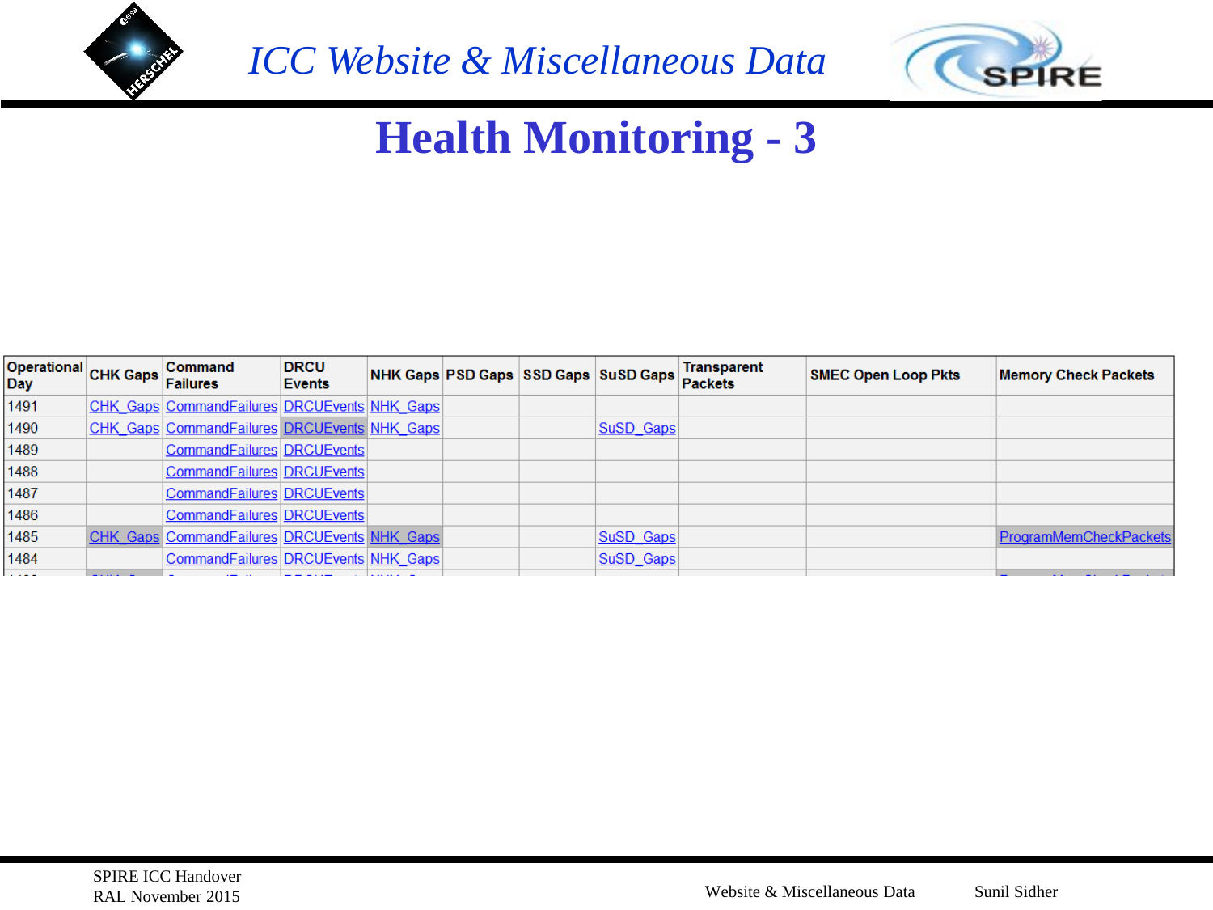# ICC Website & Miscellaneous Data

## Health Monitoring - 3

| Operational Day | CHK Gaps | Command Failures | DRCU Events | NHK Gaps | PSD Gaps | SSD Gaps | SuSD Gaps | Transparent Packets | SMEC Open Loop Pkts | Memory Check Packets |
|---|---|---|---|---|---|---|---|---|---|---|
| 1491 | CHK_Gaps | CommandFailures | DRCUEvents | NHK_Gaps | | | | | | |
| 1490 | CHK_Gaps | CommandFailures | DRCUEvents | NHK_Gaps | | | SuSD_Gaps | | | |
| 1489 | | CommandFailures | DRCUEvents | | | | | | | |
| 1488 | | CommandFailures | DRCUEvents | | | | | | | |
| 1487 | | CommandFailures | DRCUEvents | | | | | | | |
| 1486 | | CommandFailures | DRCUEvents | | | | | | | |
| 1485 | CHK_Gaps | CommandFailures | DRCUEvents | NHK_Gaps | | | SuSD_Gaps | | | ProgramMemCheckPackets |
| 1484 | | CommandFailures | DRCUEvents | NHK_Gaps | | | SuSD_Gaps | | | |

SPIRE ICC Handover
RAL November 2015

Website & Miscellaneous Data

Sunil Sidher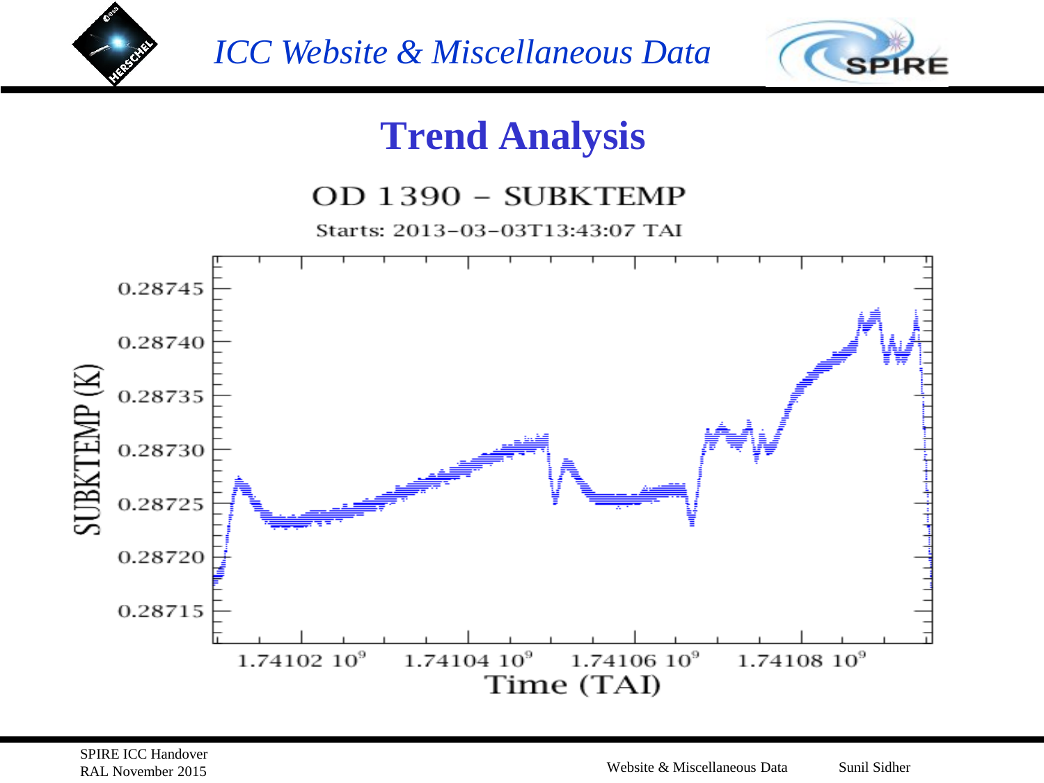# Trend Analysis

OD 1390 – SUBKTEMP

Starts: 2013-03-03T13:43:07 TAI

SUBKTEMP (K)

0.28745
0.28740
0.28735
0.28730
0.28725
0.28720
0.28715

$1.74102\ 10^9$ $1.74104\ 10^9$ $1.74106\ 10^9$ $1.74108\ 10^9$

Time (TAI)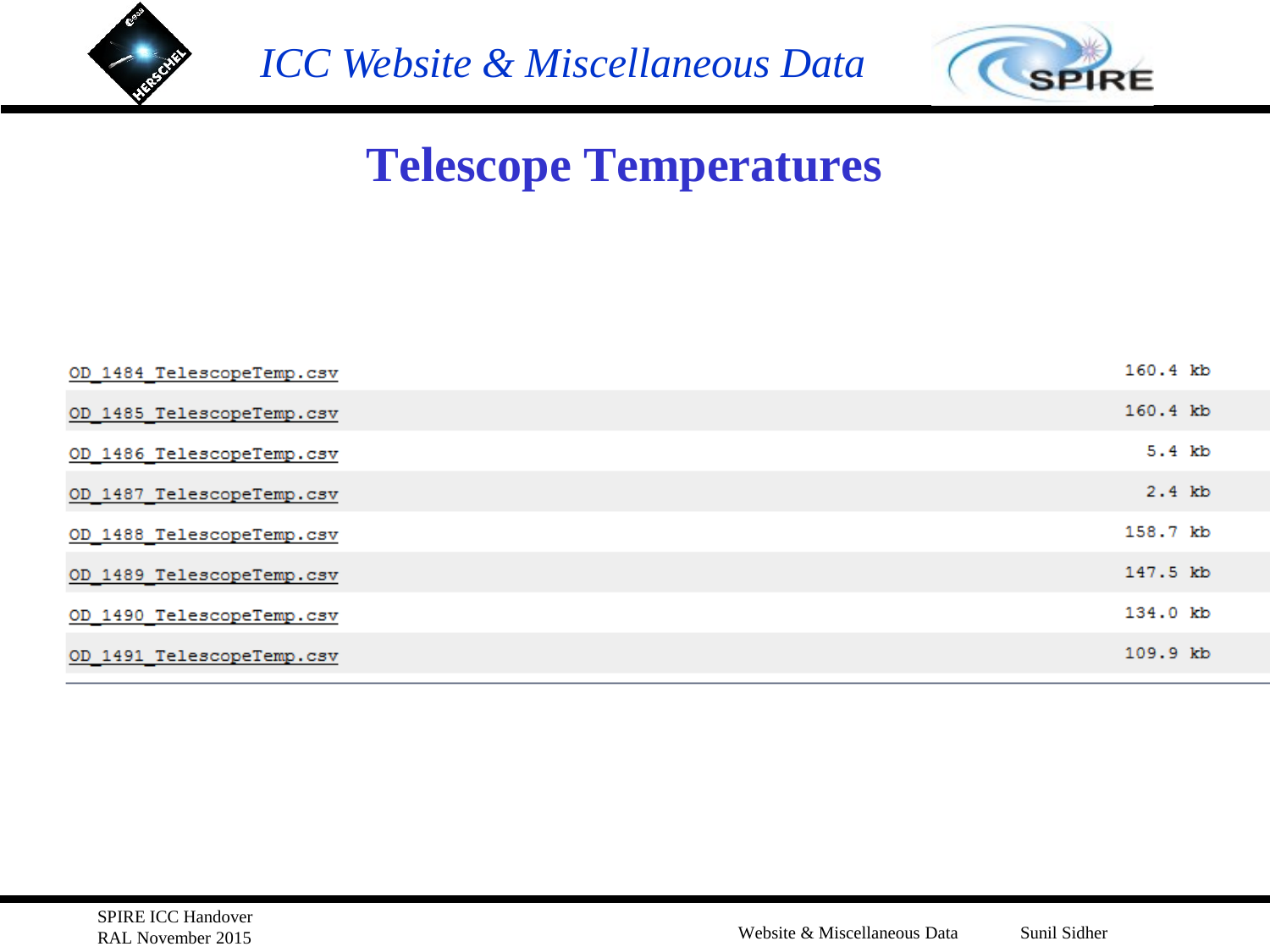# Telescope Temperatures

| File | Size |
|---|---|
| OD_1484_TelescopeTemp.csv | 160.4 kb |
| OD_1485_TelescopeTemp.csv | 160.4 kb |
| OD_1486_TelescopeTemp.csv | 5.4 kb |
| OD_1487_TelescopeTemp.csv | 2.4 kb |
| OD_1488_TelescopeTemp.csv | 158.7 kb |
| OD_1489_TelescopeTemp.csv | 147.5 kb |
| OD_1490_TelescopeTemp.csv | 134.0 kb |
| OD_1491_TelescopeTemp.csv | 109.9 kb |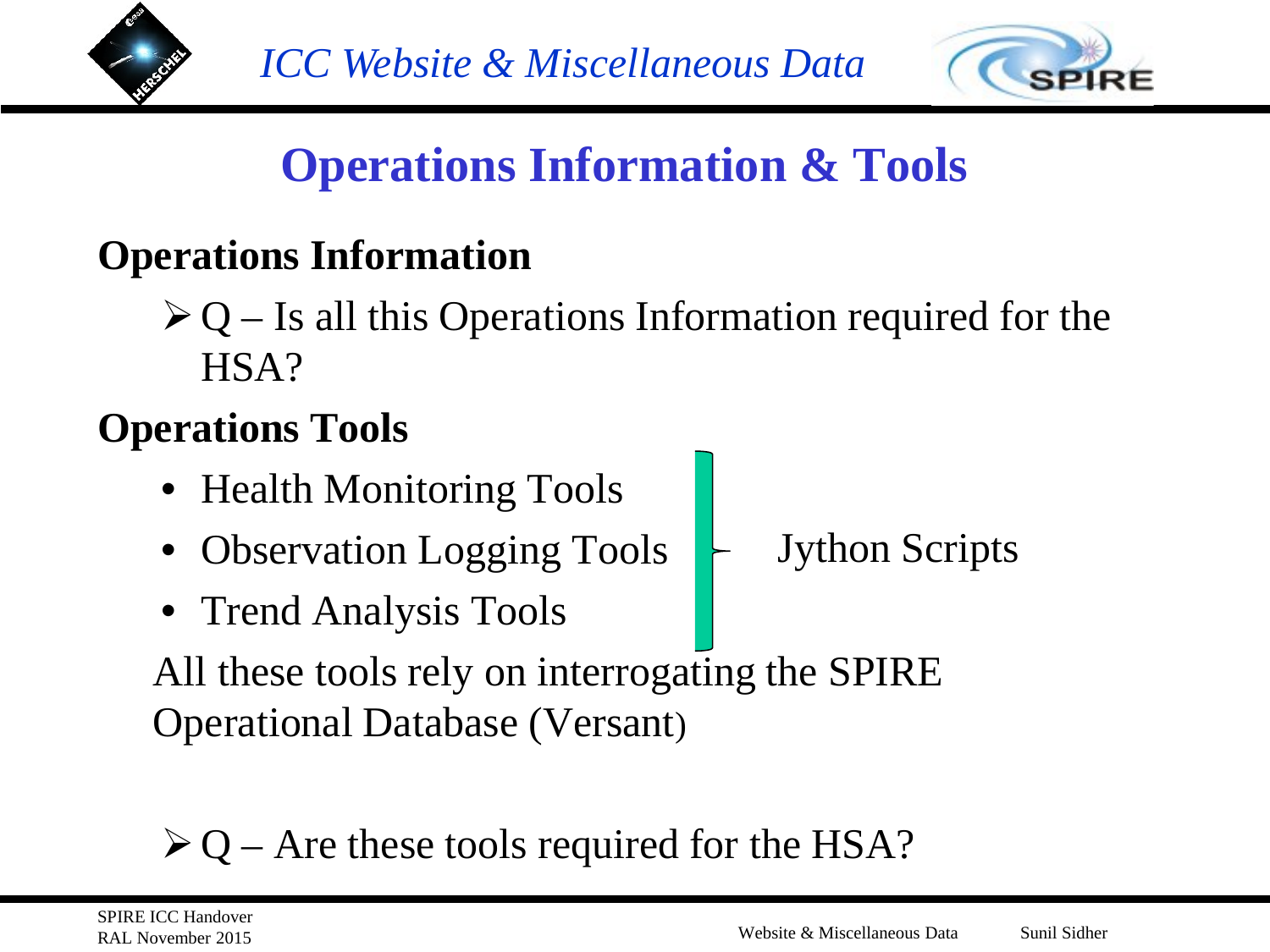# Operations Information & Tools

**Operations Information**

- Q – Is all this Operations Information required for the HSA?

**Operations Tools**

- Health Monitoring Tools
- Observation Logging Tools
- Trend Analysis Tools

Jython Scripts

All these tools rely on interrogating the SPIRE Operational Database (Versant)

- Q – Are these tools required for the HSA?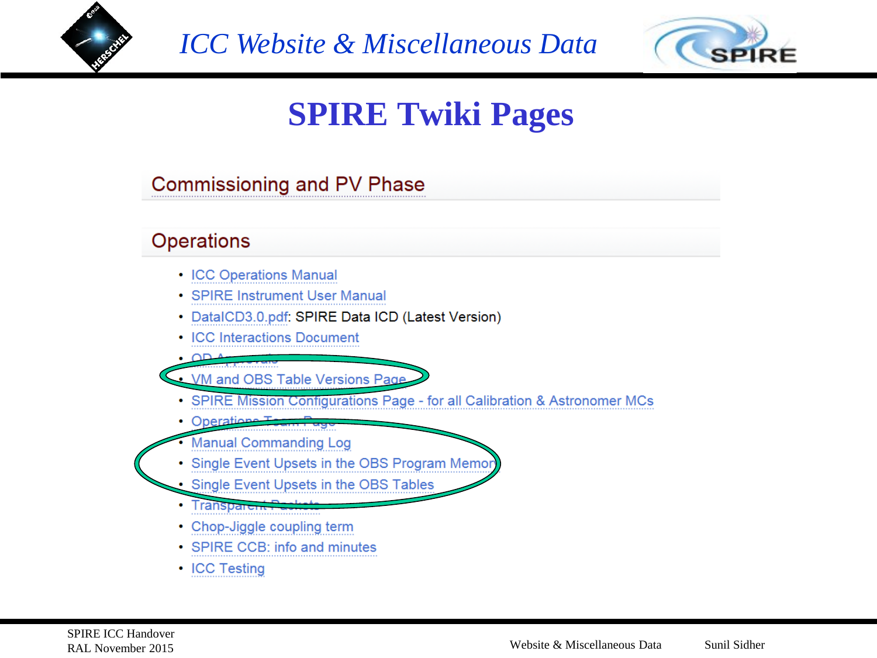# SPIRE Twiki Pages

## Commissioning and PV Phase

## Operations

- ICC Operations Manual
- SPIRE Instrument User Manual
- DataICD3.0.pdf: SPIRE Data ICD (Latest Version)
- ICC Interactions Document
- OD Approvals
- VM and OBS Table Versions Page
- SPIRE Mission Configurations Page - for all Calibration & Astronomer MCs
- Operations Team Page
- Manual Commanding Log
- Single Event Upsets in the OBS Program Memory
- Single Event Upsets in the OBS Tables
- Transparent Packets
- Chop-Jiggle coupling term
- SPIRE CCB: info and minutes
- ICC Testing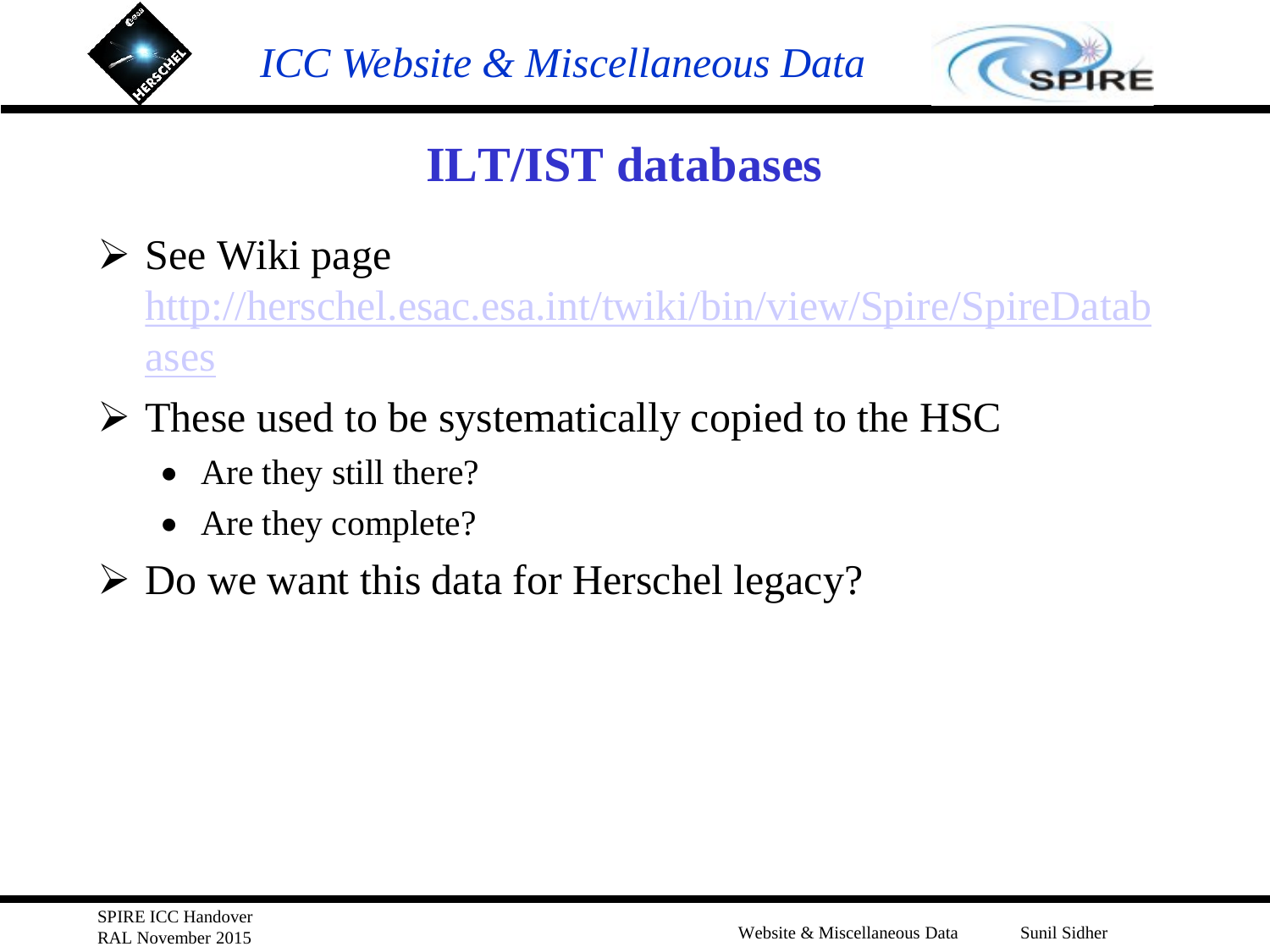## ILT/IST databases

- See Wiki page http://herschel.esac.esa.int/twiki/bin/view/Spire/SpireDatabases
- These used to be systematically copied to the HSC
  - Are they still there?
  - Are they complete?
- Do we want this data for Herschel legacy?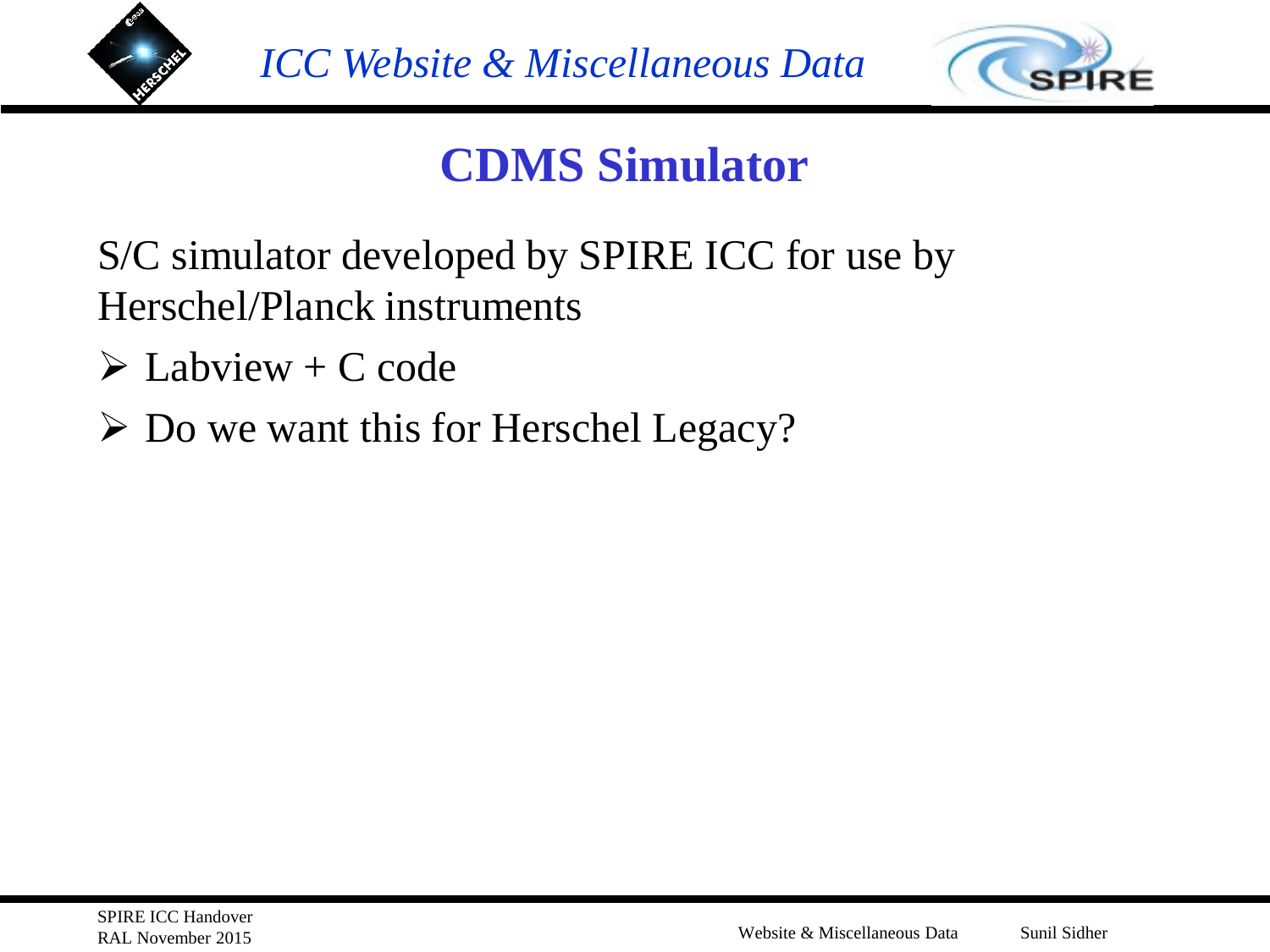# CDMS Simulator

S/C simulator developed by SPIRE ICC for use by Herschel/Planck instruments

- Labview + C code
- Do we want this for Herschel Legacy?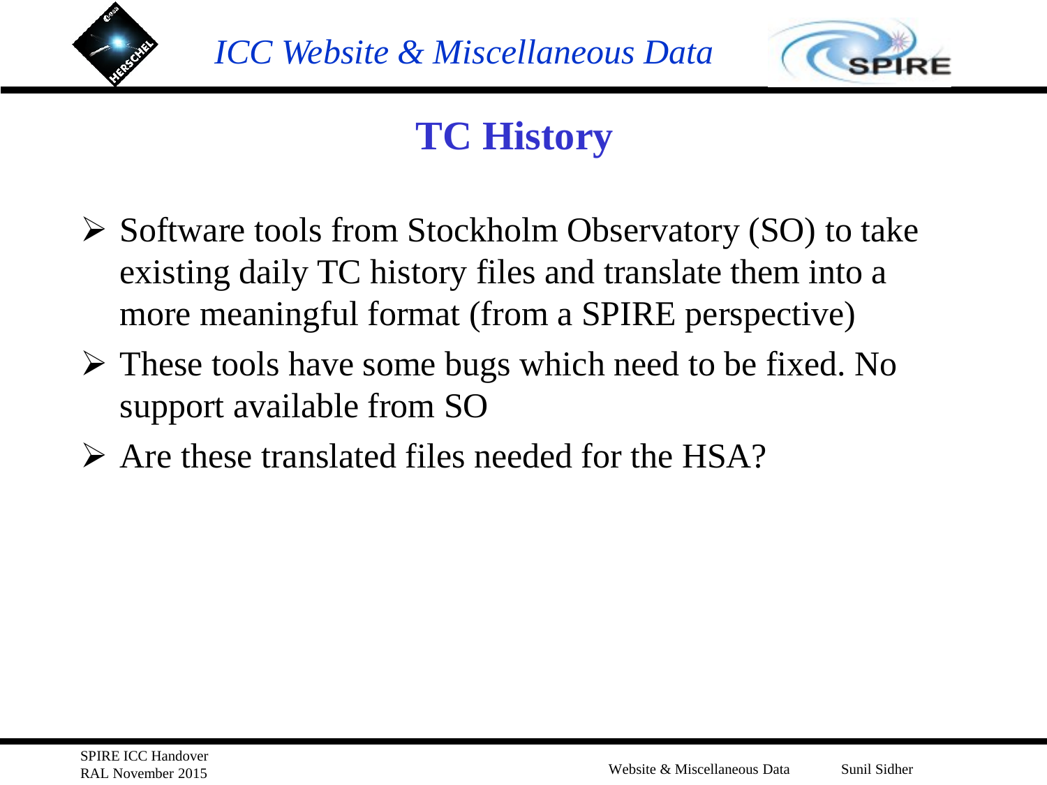## TC History

- Software tools from Stockholm Observatory (SO) to take existing daily TC history files and translate them into a more meaningful format (from a SPIRE perspective)
- These tools have some bugs which need to be fixed. No support available from SO
- Are these translated files needed for the HSA?